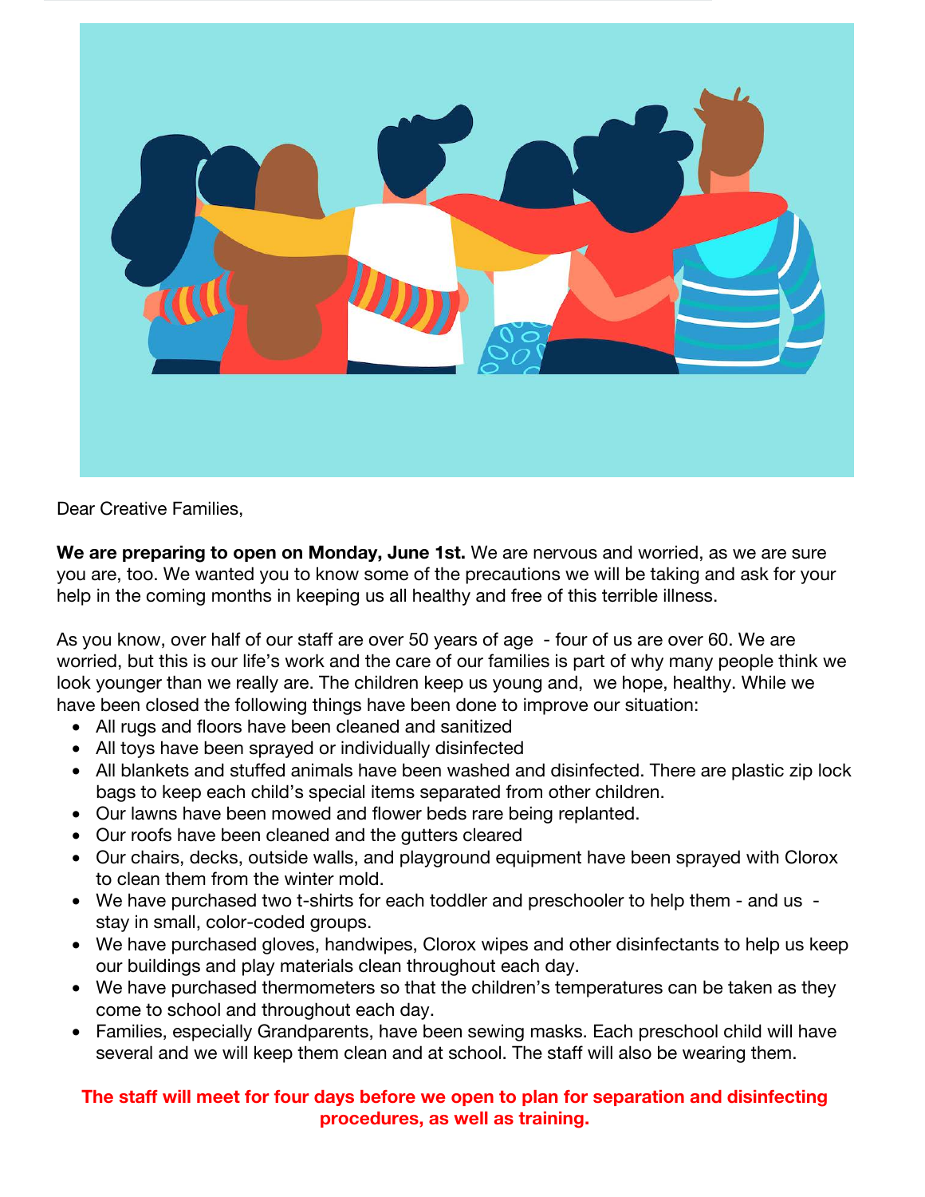Dear Creative Families,

**We are preparing to open on Monday, June 1st.** We are nervous and worried, as we are sure you are, too. We wanted you to know some of the precautions we will be taking and ask for your help in the coming months in keeping us all healthy and free of this terrible illness.

As you know, over half of our staff are over 50 years of age - four of us are over 60. We are worried, but this is our life's work and the care of our families is part of why many people think we look younger than we really are. The children keep us young and, we hope, healthy. While we have been closed the following things have been done to improve our situation:

- All rugs and floors have been cleaned and sanitized
- All toys have been sprayed or individually disinfected
- All blankets and stuffed animals have been washed and disinfected. There are plastic zip lock bags to keep each child's special items separated from other children.
- Our lawns have been mowed and flower beds rare being replanted.
- Our roofs have been cleaned and the gutters cleared
- Our chairs, decks, outside walls, and playground equipment have been sprayed with Clorox to clean them from the winter mold.
- We have purchased two t-shirts for each toddler and preschooler to help them - and us - stay in small, color-coded groups.
- We have purchased gloves, handwipes, Clorox wipes and other disinfectants to help us keep our buildings and play materials clean throughout each day.
- We have purchased thermometers so that the children's temperatures can be taken as they come to school and throughout each day.
- Families, especially Grandparents, have been sewing masks. Each preschool child will have several and we will keep them clean and at school. The staff will also be wearing them.

**The staff will meet for four days before we open to plan for separation and disinfecting procedures, as well as training.**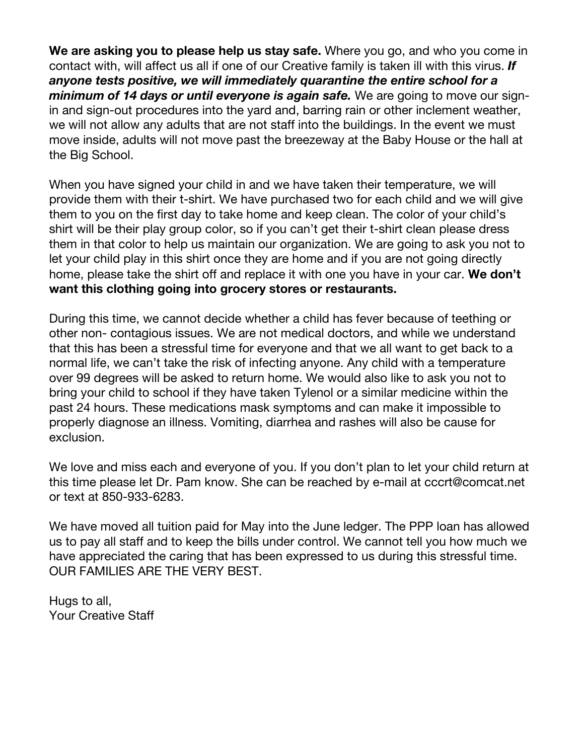**We are asking you to please help us stay safe.** Where you go, and who you come in contact with, will affect us all if one of our Creative family is taken ill with this virus. ***If anyone tests positive, we will immediately quarantine the entire school for a minimum of 14 days or until everyone is again safe.*** We are going to move our sign-in and sign-out procedures into the yard and, barring rain or other inclement weather, we will not allow any adults that are not staff into the buildings. In the event we must move inside, adults will not move past the breezeway at the Baby House or the hall at the Big School.

When you have signed your child in and we have taken their temperature, we will provide them with their t-shirt. We have purchased two for each child and we will give them to you on the first day to take home and keep clean. The color of your child's shirt will be their play group color, so if you can't get their t-shirt clean please dress them in that color to help us maintain our organization. We are going to ask you not to let your child play in this shirt once they are home and if you are not going directly home, please take the shirt off and replace it with one you have in your car. **We don't want this clothing going into grocery stores or restaurants.**

During this time, we cannot decide whether a child has fever because of teething or other non- contagious issues. We are not medical doctors, and while we understand that this has been a stressful time for everyone and that we all want to get back to a normal life, we can't take the risk of infecting anyone. Any child with a temperature over 99 degrees will be asked to return home. We would also like to ask you not to bring your child to school if they have taken Tylenol or a similar medicine within the past 24 hours. These medications mask symptoms and can make it impossible to properly diagnose an illness. Vomiting, diarrhea and rashes will also be cause for exclusion.

We love and miss each and everyone of you. If you don't plan to let your child return at this time please let Dr. Pam know. She can be reached by e-mail at cccrt@comcat.net or text at 850-933-6283.

We have moved all tuition paid for May into the June ledger. The PPP loan has allowed us to pay all staff and to keep the bills under control. We cannot tell you how much we have appreciated the caring that has been expressed to us during this stressful time. OUR FAMILIES ARE THE VERY BEST.

Hugs to all,
Your Creative Staff